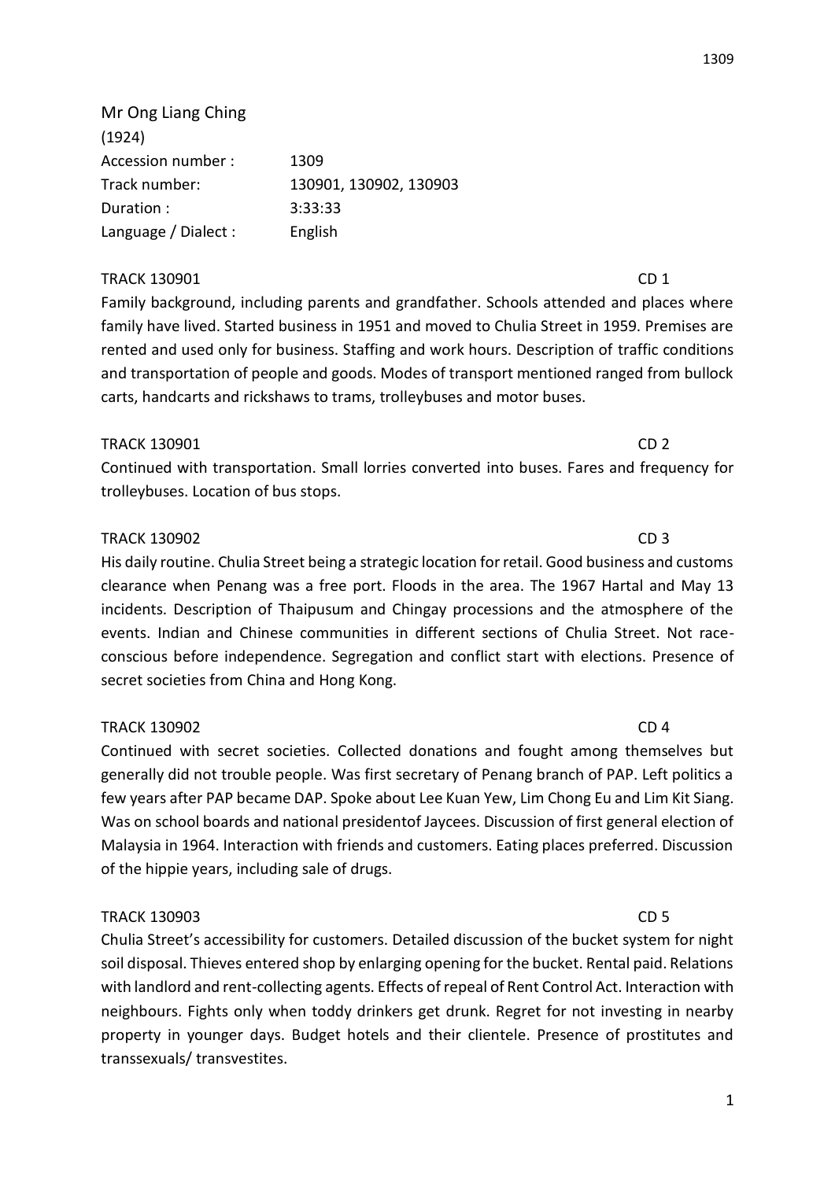Mr Ong Liang Ching
(1924)

| | |
|---|---|
| Accession number : | 1309 |
| Track number: | 130901, 130902, 130903 |
| Duration : | 3:33:33 |
| Language / Dialect : | English |

TRACK 130901 CD 1

Family background, including parents and grandfather. Schools attended and places where family have lived. Started business in 1951 and moved to Chulia Street in 1959. Premises are rented and used only for business. Staffing and work hours. Description of traffic conditions and transportation of people and goods. Modes of transport mentioned ranged from bullock carts, handcarts and rickshaws to trams, trolleybuses and motor buses.

TRACK 130901 CD 2

Continued with transportation. Small lorries converted into buses. Fares and frequency for trolleybuses. Location of bus stops.

TRACK 130902 CD 3

His daily routine. Chulia Street being a strategic location for retail. Good business and customs clearance when Penang was a free port. Floods in the area. The 1967 Hartal and May 13 incidents. Description of Thaipusum and Chingay processions and the atmosphere of the events. Indian and Chinese communities in different sections of Chulia Street. Not race-conscious before independence. Segregation and conflict start with elections. Presence of secret societies from China and Hong Kong.

TRACK 130902 CD 4

Continued with secret societies. Collected donations and fought among themselves but generally did not trouble people. Was first secretary of Penang branch of PAP. Left politics a few years after PAP became DAP. Spoke about Lee Kuan Yew, Lim Chong Eu and Lim Kit Siang. Was on school boards and national presidentof Jaycees. Discussion of first general election of Malaysia in 1964. Interaction with friends and customers. Eating places preferred. Discussion of the hippie years, including sale of drugs.

TRACK 130903 CD 5

Chulia Street's accessibility for customers. Detailed discussion of the bucket system for night soil disposal. Thieves entered shop by enlarging opening for the bucket. Rental paid. Relations with landlord and rent-collecting agents. Effects of repeal of Rent Control Act. Interaction with neighbours. Fights only when toddy drinkers get drunk. Regret for not investing in nearby property in younger days. Budget hotels and their clientele. Presence of prostitutes and transsexuals/ transvestites.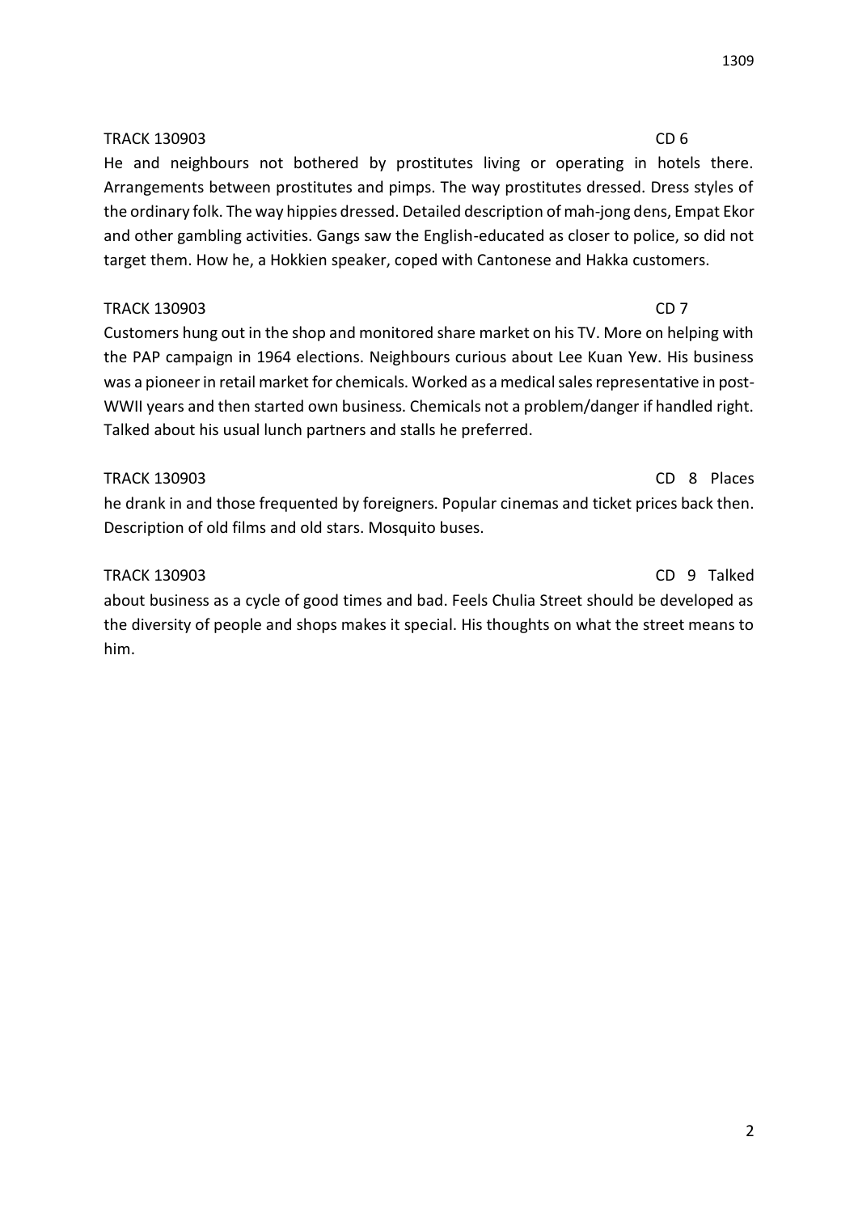TRACK 130903 CD 6

He and neighbours not bothered by prostitutes living or operating in hotels there. Arrangements between prostitutes and pimps. The way prostitutes dressed. Dress styles of the ordinary folk. The way hippies dressed. Detailed description of mah-jong dens, Empat Ekor and other gambling activities. Gangs saw the English-educated as closer to police, so did not target them. How he, a Hokkien speaker, coped with Cantonese and Hakka customers.

TRACK 130903 CD 7

Customers hung out in the shop and monitored share market on his TV. More on helping with the PAP campaign in 1964 elections. Neighbours curious about Lee Kuan Yew. His business was a pioneer in retail market for chemicals. Worked as a medical sales representative in post-WWII years and then started own business. Chemicals not a problem/danger if handled right. Talked about his usual lunch partners and stalls he preferred.

TRACK 130903 CD 8

Places he drank in and those frequented by foreigners. Popular cinemas and ticket prices back then. Description of old films and old stars. Mosquito buses.

TRACK 130903 CD 9

Talked about business as a cycle of good times and bad. Feels Chulia Street should be developed as the diversity of people and shops makes it special. His thoughts on what the street means to him.